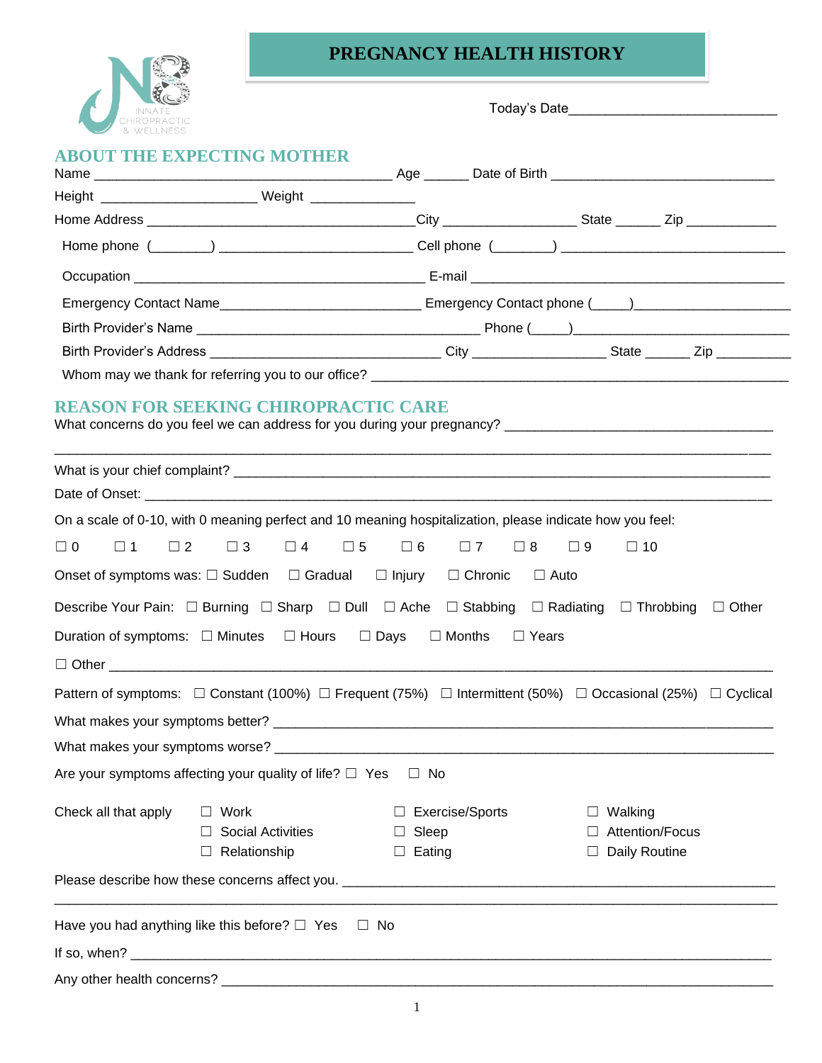INNATE CHIROPRACTIC & WELLNESS

# PREGNANCY HEALTH HISTORY

Today's Date___________________________

## ABOUT THE EXPECTING MOTHER

Name ________________________________________ Age ______ Date of Birth ______________________________

Height ____________________ Weight _____________

Home Address ___________________________________City _________________ State ______ Zip ____________

Home phone (_______) ________________________ Cell phone (_______) _____________________________

Occupation ______________________________________ E-mail __________________________________________

Emergency Contact Name__________________________ Emergency Contact phone (_____)____________________

Birth Provider's Name _____________________________________ Phone (_____)____________________________

Birth Provider's Address ______________________________ City __________________ State ______ Zip __________

Whom may we thank for referring you to our office? _______________________________________________________

## REASON FOR SEEKING CHIROPRACTIC CARE

What concerns do you feel we can address for you during your pregnancy? ___________________________________

_________________________________________________________________________________________________

What is your chief complaint? _________________________________________________________________________

Date of Onset: _____________________________________________________________________________________

On a scale of 0-10, with 0 meaning perfect and 10 meaning hospitalization, please indicate how you feel:

☐ 0 ☐ 1 ☐ 2 ☐ 3 ☐ 4 ☐ 5 ☐ 6 ☐ 7 ☐ 8 ☐ 9 ☐ 10

Onset of symptoms was: ☐ Sudden ☐ Gradual ☐ Injury ☐ Chronic ☐ Auto

Describe Your Pain: ☐ Burning ☐ Sharp ☐ Dull ☐ Ache ☐ Stabbing ☐ Radiating ☐ Throbbing ☐ Other

Duration of symptoms: ☐ Minutes ☐ Hours ☐ Days ☐ Months ☐ Years

☐ Other _________________________________________________________________________________________

Pattern of symptoms: ☐ Constant (100%) ☐ Frequent (75%) ☐ Intermittent (50%) ☐ Occasional (25%) ☐ Cyclical

What makes your symptoms better? ____________________________________________________________________

What makes your symptoms worse? ____________________________________________________________________

Are your symptoms affecting your quality of life? ☐ Yes ☐ No

Check all that apply
- ☐ Work
- ☐ Social Activities
- ☐ Relationship
- ☐ Exercise/Sports
- ☐ Sleep
- ☐ Eating
- ☐ Walking
- ☐ Attention/Focus
- ☐ Daily Routine

Please describe how these concerns affect you. ____________________________________________________________

_________________________________________________________________________________________________

Have you had anything like this before? ☐ Yes ☐ No

If so, when? _______________________________________________________________________________________

Any other health concerns? ___________________________________________________________________________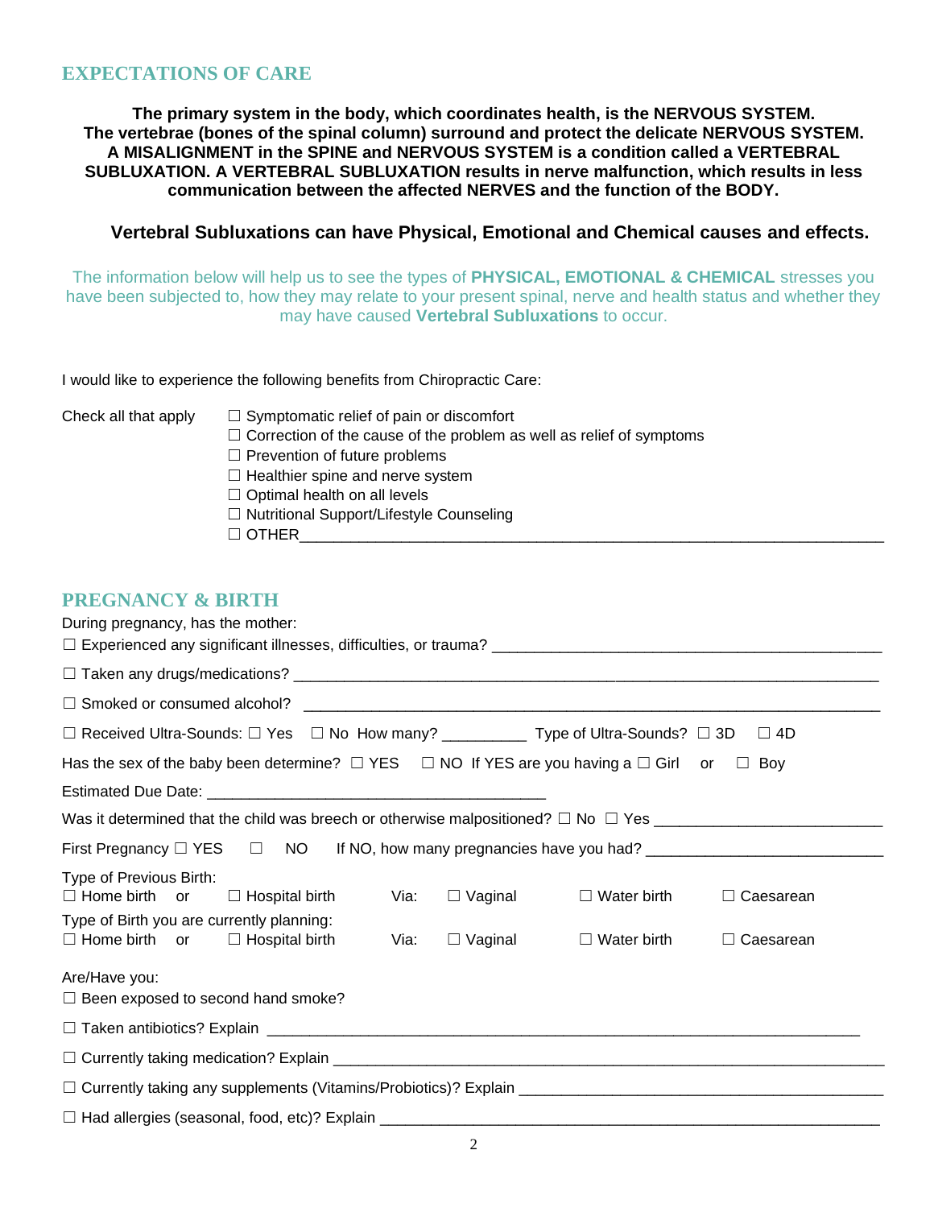## EXPECTATIONS OF CARE

**The primary system in the body, which coordinates health, is the NERVOUS SYSTEM. The vertebrae (bones of the spinal column) surround and protect the delicate NERVOUS SYSTEM. A MISALIGNMENT in the SPINE and NERVOUS SYSTEM is a condition called a VERTEBRAL SUBLUXATION. A VERTEBRAL SUBLUXATION results in nerve malfunction, which results in less communication between the affected NERVES and the function of the BODY.**

**Vertebral Subluxations can have Physical, Emotional and Chemical causes and effects.**

The information below will help us to see the types of **PHYSICAL, EMOTIONAL & CHEMICAL** stresses you have been subjected to, how they may relate to your present spinal, nerve and health status and whether they may have caused **Vertebral Subluxations** to occur.

I would like to experience the following benefits from Chiropractic Care:

Check all that apply
- ☐ Symptomatic relief of pain or discomfort
- ☐ Correction of the cause of the problem as well as relief of symptoms
- ☐ Prevention of future problems
- ☐ Healthier spine and nerve system
- ☐ Optimal health on all levels
- ☐ Nutritional Support/Lifestyle Counseling
- ☐ OTHER______________________________________________________________

## PREGNANCY & BIRTH

During pregnancy, has the mother:

☐ Experienced any significant illnesses, difficulties, or trauma? _______________________________________

☐ Taken any drugs/medications? _______________________________________________________________

☐ Smoked or consumed alcohol? _______________________________________________________________

☐ Received Ultra-Sounds: ☐ Yes ☐ No How many? _________ Type of Ultra-Sounds? ☐ 3D ☐ 4D

Has the sex of the baby been determine? ☐ YES ☐ NO If YES are you having a ☐ Girl or ☐ Boy

Estimated Due Date: ______________________________________

Was it determined that the child was breech or otherwise malpositioned? ☐ No ☐ Yes __________________________

First Pregnancy ☐ YES ☐ NO If NO, how many pregnancies have you had? ___________________________

Type of Previous Birth:
☐ Home birth or ☐ Hospital birth Via: ☐ Vaginal ☐ Water birth ☐ Caesarean

Type of Birth you are currently planning:
☐ Home birth or ☐ Hospital birth Via: ☐ Vaginal ☐ Water birth ☐ Caesarean

Are/Have you:

☐ Been exposed to second hand smoke?

☐ Taken antibiotics? Explain ________________________________________________________________

☐ Currently taking medication? Explain _______________________________________________________

☐ Currently taking any supplements (Vitamins/Probiotics)? Explain ________________________________

☐ Had allergies (seasonal, food, etc)? Explain _________________________________________________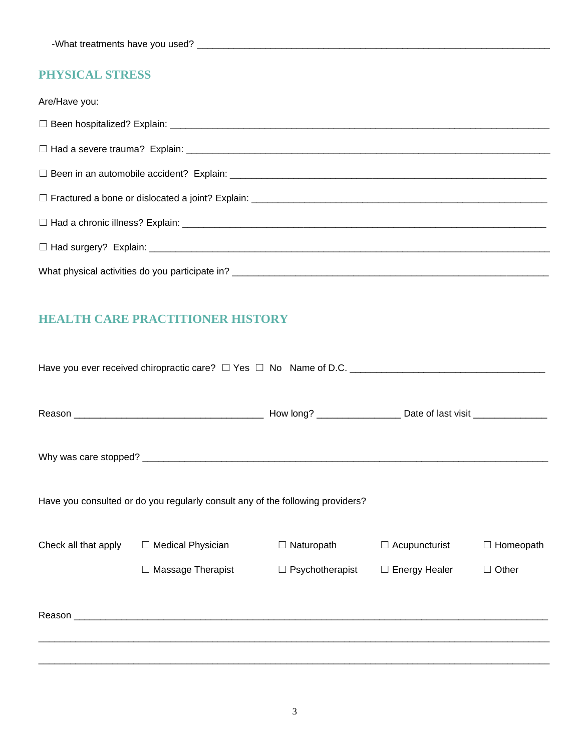-What treatments have you used? ___________________________________________________________________

## PHYSICAL STRESS

Are/Have you:

☐ Been hospitalized? Explain: ___________________________________________________________________

☐ Had a severe trauma? Explain: _________________________________________________________________

☐ Been in an automobile accident? Explain: _______________________________________________________

☐ Fractured a bone or dislocated a joint? Explain: __________________________________________________

☐ Had a chronic illness? Explain: _________________________________________________________________

☐ Had surgery? Explain: _______________________________________________________________________

What physical activities do you participate in? ______________________________________________________

## HEALTH CARE PRACTITIONER HISTORY

Have you ever received chiropractic care? ☐ Yes ☐ No Name of D.C. ____________________________________

Reason ___________________________________ How long? _______________ Date of last visit _____________

Why was care stopped? ________________________________________________________________________

Have you consulted or do you regularly consult any of the following providers?

Check all that apply ☐ Medical Physician ☐ Naturopath ☐ Acupuncturist ☐ Homeopath

☐ Massage Therapist ☐ Psychotherapist ☐ Energy Healer ☐ Other

Reason ________________________________________________________________________________

_______________________________________________________________________________________

_______________________________________________________________________________________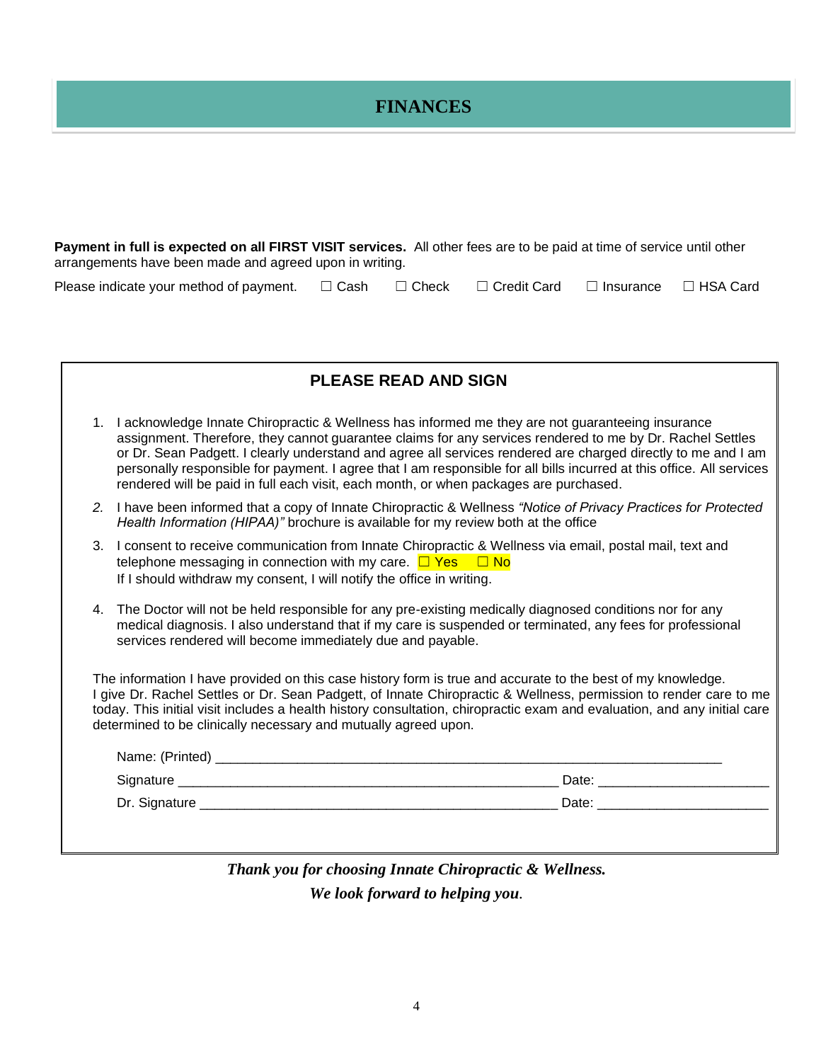# FINANCES

**Payment in full is expected on all FIRST VISIT services.** All other fees are to be paid at time of service until other arrangements have been made and agreed upon in writing.

Please indicate your method of payment. ☐ Cash ☐ Check ☐ Credit Card ☐ Insurance ☐ HSA Card

## PLEASE READ AND SIGN

1. I acknowledge Innate Chiropractic & Wellness has informed me they are not guaranteeing insurance assignment. Therefore, they cannot guarantee claims for any services rendered to me by Dr. Rachel Settles or Dr. Sean Padgett. I clearly understand and agree all services rendered are charged directly to me and I am personally responsible for payment. I agree that I am responsible for all bills incurred at this office. All services rendered will be paid in full each visit, each month, or when packages are purchased.
2. I have been informed that a copy of Innate Chiropractic & Wellness *"Notice of Privacy Practices for Protected Health Information (HIPAA)"* brochure is available for my review both at the office
3. I consent to receive communication from Innate Chiropractic & Wellness via email, postal mail, text and telephone messaging in connection with my care. ☐ Yes ☐ No
   If I should withdraw my consent, I will notify the office in writing.
4. The Doctor will not be held responsible for any pre-existing medically diagnosed conditions nor for any medical diagnosis. I also understand that if my care is suspended or terminated, any fees for professional services rendered will become immediately due and payable.

The information I have provided on this case history form is true and accurate to the best of my knowledge. I give Dr. Rachel Settles or Dr. Sean Padgett, of Innate Chiropractic & Wellness, permission to render care to me today. This initial visit includes a health history consultation, chiropractic exam and evaluation, and any initial care determined to be clinically necessary and mutually agreed upon.

Name: (Printed) ___________________________________________________________________

Signature ___________________________________________________ Date: ______________________

Dr. Signature _______________________________________________ Date: ______________________

***Thank you for choosing Innate Chiropractic & Wellness.***

***We look forward to helping you.***